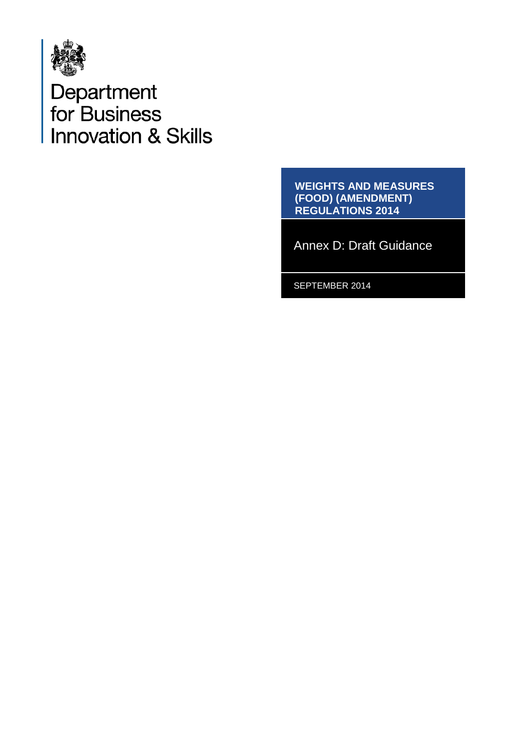Department for Business Innovation & Skills

# WEIGHTS AND MEASURES (FOOD) (AMENDMENT) REGULATIONS 2014

## Annex D: Draft Guidance

SEPTEMBER 2014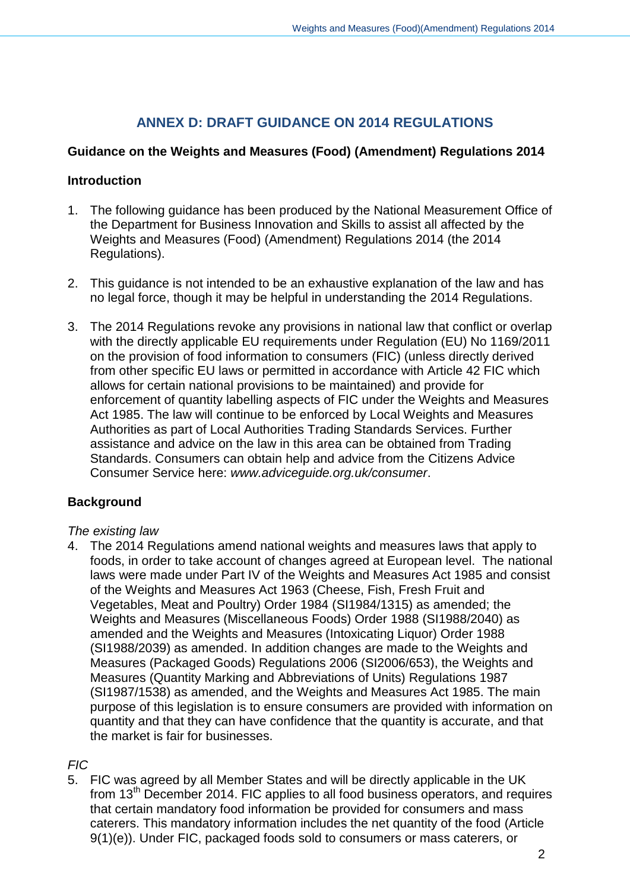## ANNEX D: DRAFT GUIDANCE ON 2014 REGULATIONS

### Guidance on the Weights and Measures (Food) (Amendment) Regulations 2014

### Introduction

1. The following guidance has been produced by the National Measurement Office of the Department for Business Innovation and Skills to assist all affected by the Weights and Measures (Food) (Amendment) Regulations 2014 (the 2014 Regulations).

2. This guidance is not intended to be an exhaustive explanation of the law and has no legal force, though it may be helpful in understanding the 2014 Regulations.

3. The 2014 Regulations revoke any provisions in national law that conflict or overlap with the directly applicable EU requirements under Regulation (EU) No 1169/2011 on the provision of food information to consumers (FIC) (unless directly derived from other specific EU laws or permitted in accordance with Article 42 FIC which allows for certain national provisions to be maintained) and provide for enforcement of quantity labelling aspects of FIC under the Weights and Measures Act 1985. The law will continue to be enforced by Local Weights and Measures Authorities as part of Local Authorities Trading Standards Services. Further assistance and advice on the law in this area can be obtained from Trading Standards. Consumers can obtain help and advice from the Citizens Advice Consumer Service here: *www.adviceguide.org.uk/consumer*.

### Background

*The existing law*

4. The 2014 Regulations amend national weights and measures laws that apply to foods, in order to take account of changes agreed at European level. The national laws were made under Part IV of the Weights and Measures Act 1985 and consist of the Weights and Measures Act 1963 (Cheese, Fish, Fresh Fruit and Vegetables, Meat and Poultry) Order 1984 (SI1984/1315) as amended; the Weights and Measures (Miscellaneous Foods) Order 1988 (SI1988/2040) as amended and the Weights and Measures (Intoxicating Liquor) Order 1988 (SI1988/2039) as amended. In addition changes are made to the Weights and Measures (Packaged Goods) Regulations 2006 (SI2006/653), the Weights and Measures (Quantity Marking and Abbreviations of Units) Regulations 1987 (SI1987/1538) as amended, and the Weights and Measures Act 1985. The main purpose of this legislation is to ensure consumers are provided with information on quantity and that they can have confidence that the quantity is accurate, and that the market is fair for businesses.

*FIC*

5. FIC was agreed by all Member States and will be directly applicable in the UK from 13th December 2014. FIC applies to all food business operators, and requires that certain mandatory food information be provided for consumers and mass caterers. This mandatory information includes the net quantity of the food (Article 9(1)(e)). Under FIC, packaged foods sold to consumers or mass caterers, or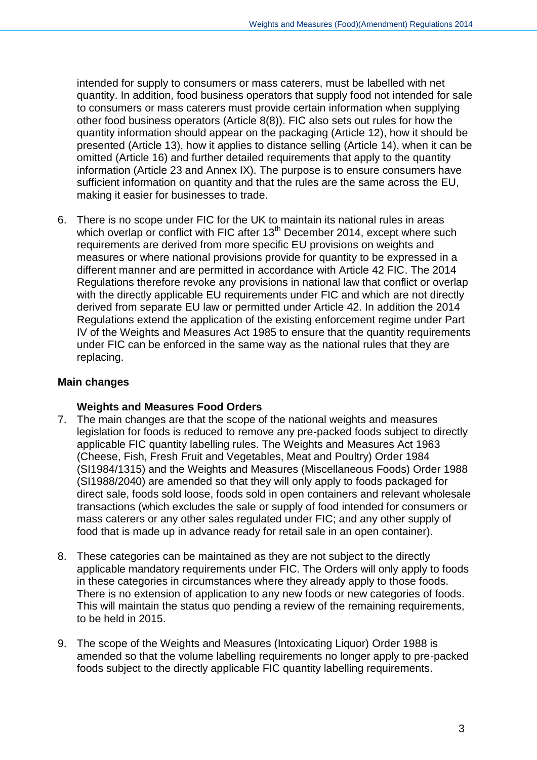intended for supply to consumers or mass caterers, must be labelled with net quantity. In addition, food business operators that supply food not intended for sale to consumers or mass caterers must provide certain information when supplying other food business operators (Article 8(8)). FIC also sets out rules for how the quantity information should appear on the packaging (Article 12), how it should be presented (Article 13), how it applies to distance selling (Article 14), when it can be omitted (Article 16) and further detailed requirements that apply to the quantity information (Article 23 and Annex IX). The purpose is to ensure consumers have sufficient information on quantity and that the rules are the same across the EU, making it easier for businesses to trade.

6. There is no scope under FIC for the UK to maintain its national rules in areas which overlap or conflict with FIC after 13th December 2014, except where such requirements are derived from more specific EU provisions on weights and measures or where national provisions provide for quantity to be expressed in a different manner and are permitted in accordance with Article 42 FIC. The 2014 Regulations therefore revoke any provisions in national law that conflict or overlap with the directly applicable EU requirements under FIC and which are not directly derived from separate EU law or permitted under Article 42. In addition the 2014 Regulations extend the application of the existing enforcement regime under Part IV of the Weights and Measures Act 1985 to ensure that the quantity requirements under FIC can be enforced in the same way as the national rules that they are replacing.

## Main changes

### Weights and Measures Food Orders

7. The main changes are that the scope of the national weights and measures legislation for foods is reduced to remove any pre-packed foods subject to directly applicable FIC quantity labelling rules. The Weights and Measures Act 1963 (Cheese, Fish, Fresh Fruit and Vegetables, Meat and Poultry) Order 1984 (SI1984/1315) and the Weights and Measures (Miscellaneous Foods) Order 1988 (SI1988/2040) are amended so that they will only apply to foods packaged for direct sale, foods sold loose, foods sold in open containers and relevant wholesale transactions (which excludes the sale or supply of food intended for consumers or mass caterers or any other sales regulated under FIC; and any other supply of food that is made up in advance ready for retail sale in an open container).

8. These categories can be maintained as they are not subject to the directly applicable mandatory requirements under FIC. The Orders will only apply to foods in these categories in circumstances where they already apply to those foods. There is no extension of application to any new foods or new categories of foods. This will maintain the status quo pending a review of the remaining requirements, to be held in 2015.

9. The scope of the Weights and Measures (Intoxicating Liquor) Order 1988 is amended so that the volume labelling requirements no longer apply to pre-packed foods subject to the directly applicable FIC quantity labelling requirements.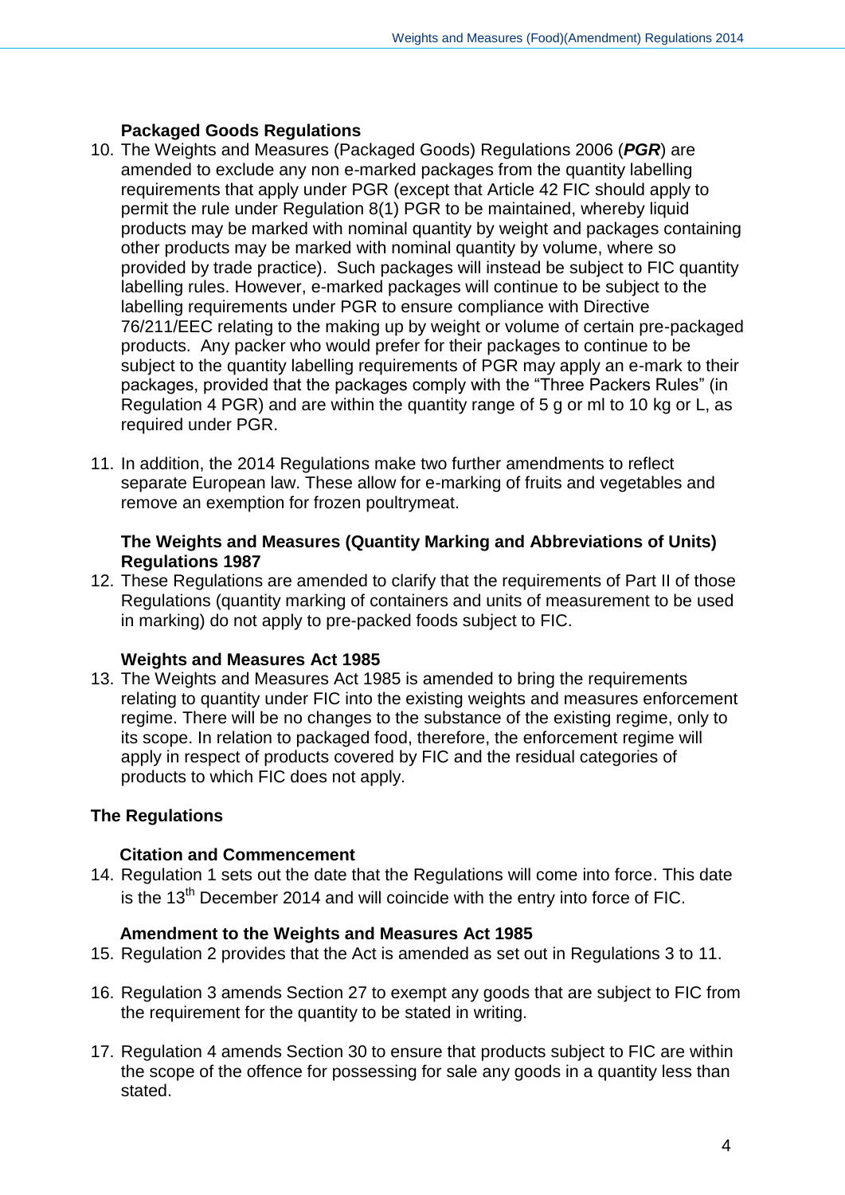**Packaged Goods Regulations**

10. The Weights and Measures (Packaged Goods) Regulations 2006 (***PGR***) are amended to exclude any non e-marked packages from the quantity labelling requirements that apply under PGR (except that Article 42 FIC should apply to permit the rule under Regulation 8(1) PGR to be maintained, whereby liquid products may be marked with nominal quantity by weight and packages containing other products may be marked with nominal quantity by volume, where so provided by trade practice). Such packages will instead be subject to FIC quantity labelling rules. However, e-marked packages will continue to be subject to the labelling requirements under PGR to ensure compliance with Directive 76/211/EEC relating to the making up by weight or volume of certain pre-packaged products. Any packer who would prefer for their packages to continue to be subject to the quantity labelling requirements of PGR may apply an e-mark to their packages, provided that the packages comply with the "Three Packers Rules" (in Regulation 4 PGR) and are within the quantity range of 5 g or ml to 10 kg or L, as required under PGR.

11. In addition, the 2014 Regulations make two further amendments to reflect separate European law. These allow for e-marking of fruits and vegetables and remove an exemption for frozen poultrymeat.

**The Weights and Measures (Quantity Marking and Abbreviations of Units) Regulations 1987**

12. These Regulations are amended to clarify that the requirements of Part II of those Regulations (quantity marking of containers and units of measurement to be used in marking) do not apply to pre-packed foods subject to FIC.

**Weights and Measures Act 1985**

13. The Weights and Measures Act 1985 is amended to bring the requirements relating to quantity under FIC into the existing weights and measures enforcement regime. There will be no changes to the substance of the existing regime, only to its scope. In relation to packaged food, therefore, the enforcement regime will apply in respect of products covered by FIC and the residual categories of products to which FIC does not apply.

## The Regulations

**Citation and Commencement**

14. Regulation 1 sets out the date that the Regulations will come into force. This date is the 13th December 2014 and will coincide with the entry into force of FIC.

**Amendment to the Weights and Measures Act 1985**

15. Regulation 2 provides that the Act is amended as set out in Regulations 3 to 11.

16. Regulation 3 amends Section 27 to exempt any goods that are subject to FIC from the requirement for the quantity to be stated in writing.

17. Regulation 4 amends Section 30 to ensure that products subject to FIC are within the scope of the offence for possessing for sale any goods in a quantity less than stated.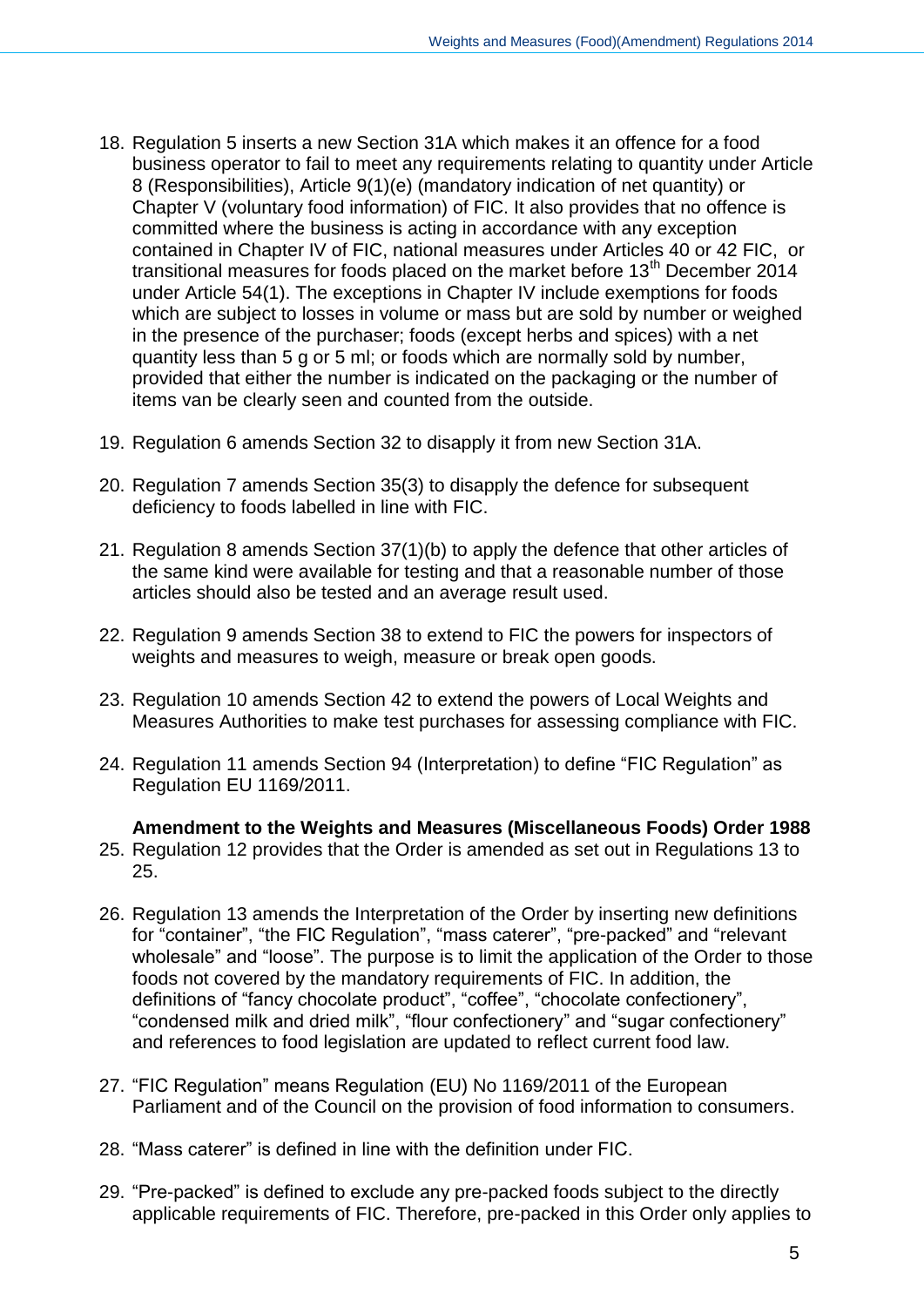18. Regulation 5 inserts a new Section 31A which makes it an offence for a food business operator to fail to meet any requirements relating to quantity under Article 8 (Responsibilities), Article 9(1)(e) (mandatory indication of net quantity) or Chapter V (voluntary food information) of FIC. It also provides that no offence is committed where the business is acting in accordance with any exception contained in Chapter IV of FIC, national measures under Articles 40 or 42 FIC, or transitional measures for foods placed on the market before 13th December 2014 under Article 54(1). The exceptions in Chapter IV include exemptions for foods which are subject to losses in volume or mass but are sold by number or weighed in the presence of the purchaser; foods (except herbs and spices) with a net quantity less than 5 g or 5 ml; or foods which are normally sold by number, provided that either the number is indicated on the packaging or the number of items van be clearly seen and counted from the outside.

19. Regulation 6 amends Section 32 to disapply it from new Section 31A.

20. Regulation 7 amends Section 35(3) to disapply the defence for subsequent deficiency to foods labelled in line with FIC.

21. Regulation 8 amends Section 37(1)(b) to apply the defence that other articles of the same kind were available for testing and that a reasonable number of those articles should also be tested and an average result used.

22. Regulation 9 amends Section 38 to extend to FIC the powers for inspectors of weights and measures to weigh, measure or break open goods.

23. Regulation 10 amends Section 42 to extend the powers of Local Weights and Measures Authorities to make test purchases for assessing compliance with FIC.

24. Regulation 11 amends Section 94 (Interpretation) to define "FIC Regulation" as Regulation EU 1169/2011.

**Amendment to the Weights and Measures (Miscellaneous Foods) Order 1988**

25. Regulation 12 provides that the Order is amended as set out in Regulations 13 to 25.

26. Regulation 13 amends the Interpretation of the Order by inserting new definitions for "container", "the FIC Regulation", "mass caterer", "pre-packed" and "relevant wholesale" and "loose". The purpose is to limit the application of the Order to those foods not covered by the mandatory requirements of FIC. In addition, the definitions of "fancy chocolate product", "coffee", "chocolate confectionery", "condensed milk and dried milk", "flour confectionery" and "sugar confectionery" and references to food legislation are updated to reflect current food law.

27. "FIC Regulation" means Regulation (EU) No 1169/2011 of the European Parliament and of the Council on the provision of food information to consumers.

28. "Mass caterer" is defined in line with the definition under FIC.

29. "Pre-packed" is defined to exclude any pre-packed foods subject to the directly applicable requirements of FIC. Therefore, pre-packed in this Order only applies to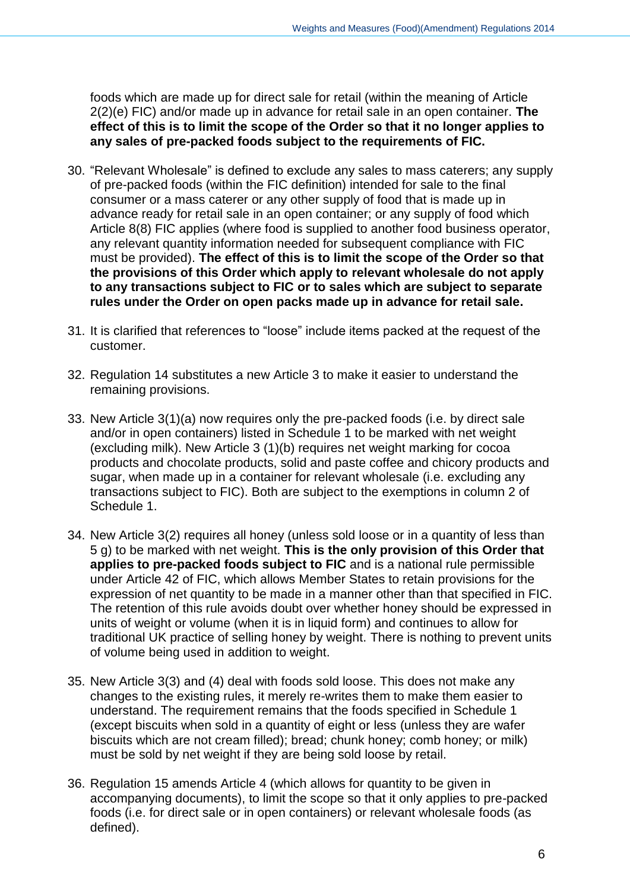foods which are made up for direct sale for retail (within the meaning of Article 2(2)(e) FIC) and/or made up in advance for retail sale in an open container. **The effect of this is to limit the scope of the Order so that it no longer applies to any sales of pre-packed foods subject to the requirements of FIC.**

30. "Relevant Wholesale" is defined to exclude any sales to mass caterers; any supply of pre-packed foods (within the FIC definition) intended for sale to the final consumer or a mass caterer or any other supply of food that is made up in advance ready for retail sale in an open container; or any supply of food which Article 8(8) FIC applies (where food is supplied to another food business operator, any relevant quantity information needed for subsequent compliance with FIC must be provided). **The effect of this is to limit the scope of the Order so that the provisions of this Order which apply to relevant wholesale do not apply to any transactions subject to FIC or to sales which are subject to separate rules under the Order on open packs made up in advance for retail sale.**

31. It is clarified that references to "loose" include items packed at the request of the customer.

32. Regulation 14 substitutes a new Article 3 to make it easier to understand the remaining provisions.

33. New Article 3(1)(a) now requires only the pre-packed foods (i.e. by direct sale and/or in open containers) listed in Schedule 1 to be marked with net weight (excluding milk). New Article 3 (1)(b) requires net weight marking for cocoa products and chocolate products, solid and paste coffee and chicory products and sugar, when made up in a container for relevant wholesale (i.e. excluding any transactions subject to FIC). Both are subject to the exemptions in column 2 of Schedule 1.

34. New Article 3(2) requires all honey (unless sold loose or in a quantity of less than 5 g) to be marked with net weight. **This is the only provision of this Order that applies to pre-packed foods subject to FIC** and is a national rule permissible under Article 42 of FIC, which allows Member States to retain provisions for the expression of net quantity to be made in a manner other than that specified in FIC. The retention of this rule avoids doubt over whether honey should be expressed in units of weight or volume (when it is in liquid form) and continues to allow for traditional UK practice of selling honey by weight. There is nothing to prevent units of volume being used in addition to weight.

35. New Article 3(3) and (4) deal with foods sold loose. This does not make any changes to the existing rules, it merely re-writes them to make them easier to understand. The requirement remains that the foods specified in Schedule 1 (except biscuits when sold in a quantity of eight or less (unless they are wafer biscuits which are not cream filled); bread; chunk honey; comb honey; or milk) must be sold by net weight if they are being sold loose by retail.

36. Regulation 15 amends Article 4 (which allows for quantity to be given in accompanying documents), to limit the scope so that it only applies to pre-packed foods (i.e. for direct sale or in open containers) or relevant wholesale foods (as defined).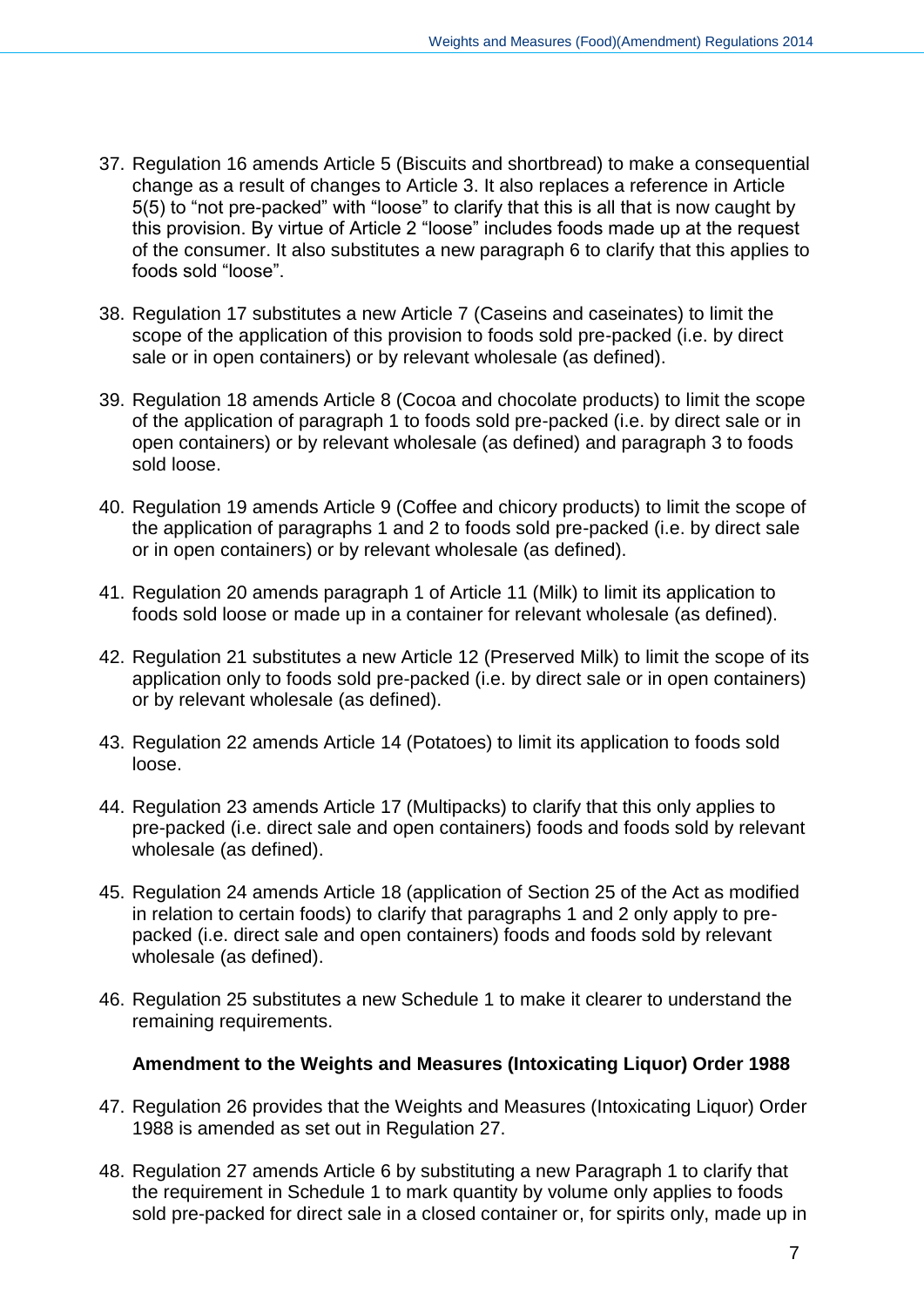37. Regulation 16 amends Article 5 (Biscuits and shortbread) to make a consequential change as a result of changes to Article 3. It also replaces a reference in Article 5(5) to "not pre-packed" with "loose" to clarify that this is all that is now caught by this provision. By virtue of Article 2 "loose" includes foods made up at the request of the consumer. It also substitutes a new paragraph 6 to clarify that this applies to foods sold "loose".

38. Regulation 17 substitutes a new Article 7 (Caseins and caseinates) to limit the scope of the application of this provision to foods sold pre-packed (i.e. by direct sale or in open containers) or by relevant wholesale (as defined).

39. Regulation 18 amends Article 8 (Cocoa and chocolate products) to limit the scope of the application of paragraph 1 to foods sold pre-packed (i.e. by direct sale or in open containers) or by relevant wholesale (as defined) and paragraph 3 to foods sold loose.

40. Regulation 19 amends Article 9 (Coffee and chicory products) to limit the scope of the application of paragraphs 1 and 2 to foods sold pre-packed (i.e. by direct sale or in open containers) or by relevant wholesale (as defined).

41. Regulation 20 amends paragraph 1 of Article 11 (Milk) to limit its application to foods sold loose or made up in a container for relevant wholesale (as defined).

42. Regulation 21 substitutes a new Article 12 (Preserved Milk) to limit the scope of its application only to foods sold pre-packed (i.e. by direct sale or in open containers) or by relevant wholesale (as defined).

43. Regulation 22 amends Article 14 (Potatoes) to limit its application to foods sold loose.

44. Regulation 23 amends Article 17 (Multipacks) to clarify that this only applies to pre-packed (i.e. direct sale and open containers) foods and foods sold by relevant wholesale (as defined).

45. Regulation 24 amends Article 18 (application of Section 25 of the Act as modified in relation to certain foods) to clarify that paragraphs 1 and 2 only apply to pre-packed (i.e. direct sale and open containers) foods and foods sold by relevant wholesale (as defined).

46. Regulation 25 substitutes a new Schedule 1 to make it clearer to understand the remaining requirements.

**Amendment to the Weights and Measures (Intoxicating Liquor) Order 1988**

47. Regulation 26 provides that the Weights and Measures (Intoxicating Liquor) Order 1988 is amended as set out in Regulation 27.

48. Regulation 27 amends Article 6 by substituting a new Paragraph 1 to clarify that the requirement in Schedule 1 to mark quantity by volume only applies to foods sold pre-packed for direct sale in a closed container or, for spirits only, made up in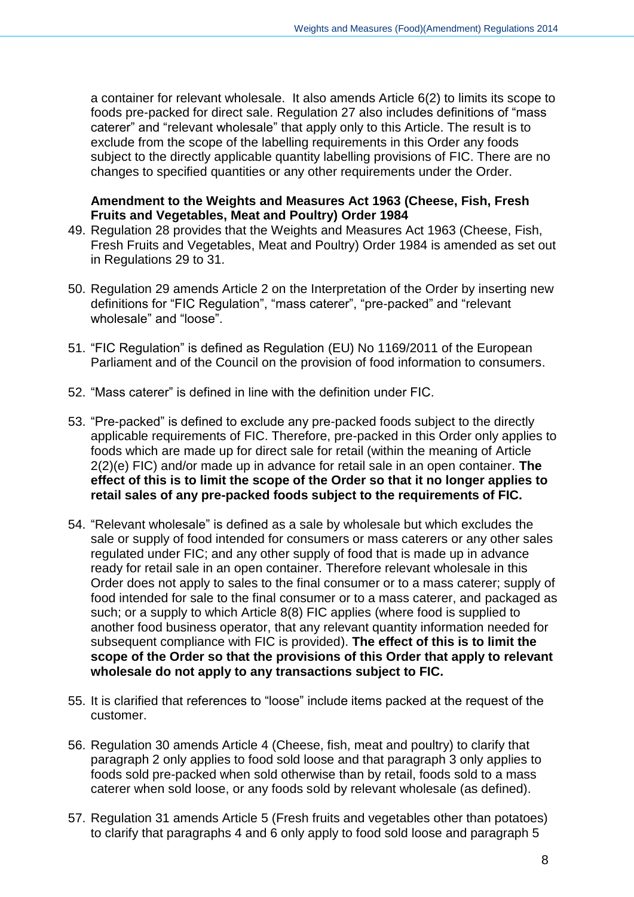a container for relevant wholesale. It also amends Article 6(2) to limits its scope to foods pre-packed for direct sale. Regulation 27 also includes definitions of "mass caterer" and "relevant wholesale" that apply only to this Article. The result is to exclude from the scope of the labelling requirements in this Order any foods subject to the directly applicable quantity labelling provisions of FIC. There are no changes to specified quantities or any other requirements under the Order.

**Amendment to the Weights and Measures Act 1963 (Cheese, Fish, Fresh Fruits and Vegetables, Meat and Poultry) Order 1984**

49. Regulation 28 provides that the Weights and Measures Act 1963 (Cheese, Fish, Fresh Fruits and Vegetables, Meat and Poultry) Order 1984 is amended as set out in Regulations 29 to 31.

50. Regulation 29 amends Article 2 on the Interpretation of the Order by inserting new definitions for "FIC Regulation", "mass caterer", "pre-packed" and "relevant wholesale" and "loose".

51. "FIC Regulation" is defined as Regulation (EU) No 1169/2011 of the European Parliament and of the Council on the provision of food information to consumers.

52. "Mass caterer" is defined in line with the definition under FIC.

53. "Pre-packed" is defined to exclude any pre-packed foods subject to the directly applicable requirements of FIC. Therefore, pre-packed in this Order only applies to foods which are made up for direct sale for retail (within the meaning of Article 2(2)(e) FIC) and/or made up in advance for retail sale in an open container. **The effect of this is to limit the scope of the Order so that it no longer applies to retail sales of any pre-packed foods subject to the requirements of FIC.**

54. "Relevant wholesale" is defined as a sale by wholesale but which excludes the sale or supply of food intended for consumers or mass caterers or any other sales regulated under FIC; and any other supply of food that is made up in advance ready for retail sale in an open container. Therefore relevant wholesale in this Order does not apply to sales to the final consumer or to a mass caterer; supply of food intended for sale to the final consumer or to a mass caterer, and packaged as such; or a supply to which Article 8(8) FIC applies (where food is supplied to another food business operator, that any relevant quantity information needed for subsequent compliance with FIC is provided). **The effect of this is to limit the scope of the Order so that the provisions of this Order that apply to relevant wholesale do not apply to any transactions subject to FIC.**

55. It is clarified that references to "loose" include items packed at the request of the customer.

56. Regulation 30 amends Article 4 (Cheese, fish, meat and poultry) to clarify that paragraph 2 only applies to food sold loose and that paragraph 3 only applies to foods sold pre-packed when sold otherwise than by retail, foods sold to a mass caterer when sold loose, or any foods sold by relevant wholesale (as defined).

57. Regulation 31 amends Article 5 (Fresh fruits and vegetables other than potatoes) to clarify that paragraphs 4 and 6 only apply to food sold loose and paragraph 5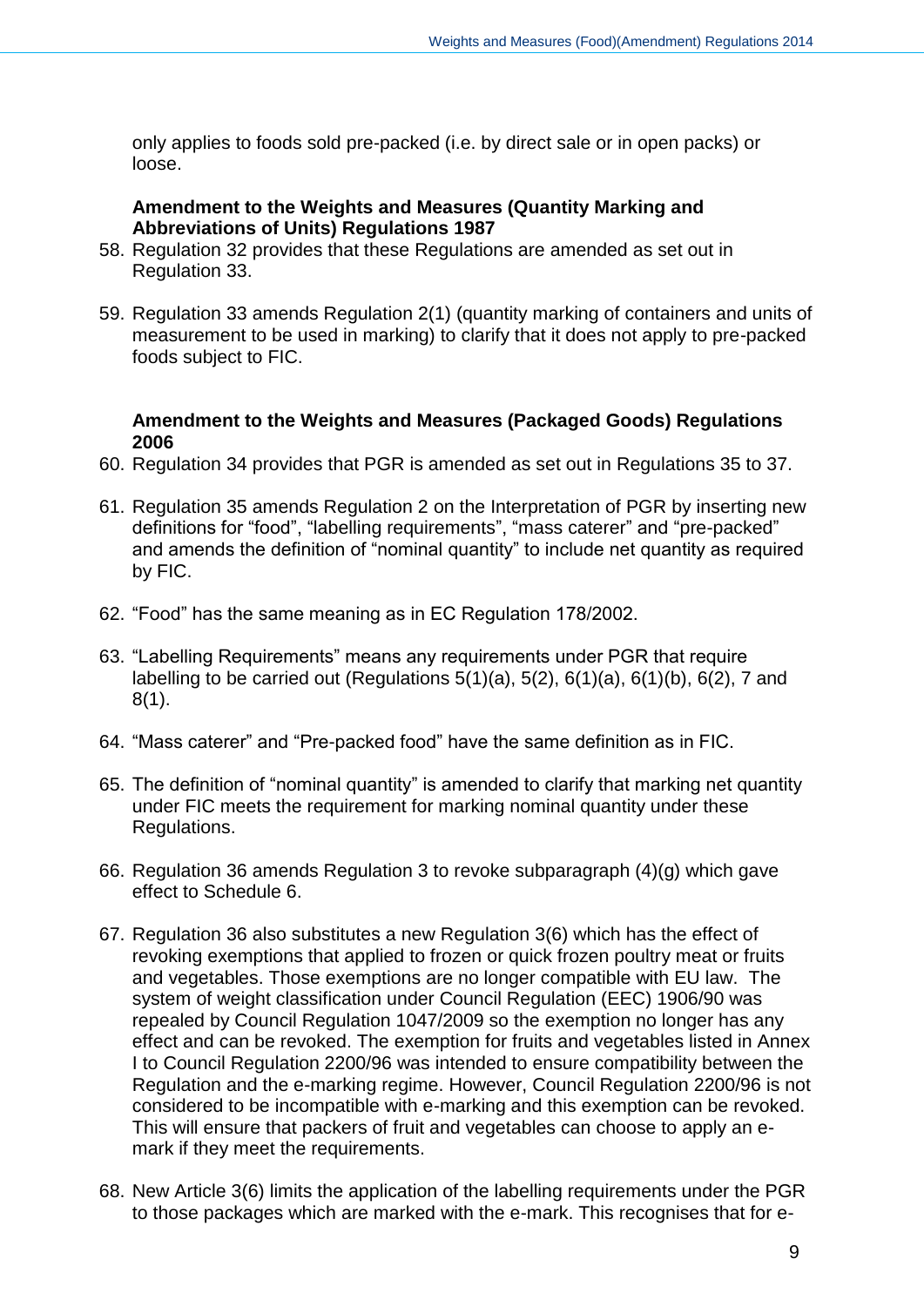only applies to foods sold pre-packed (i.e. by direct sale or in open packs) or loose.

**Amendment to the Weights and Measures (Quantity Marking and Abbreviations of Units) Regulations 1987**

58. Regulation 32 provides that these Regulations are amended as set out in Regulation 33.

59. Regulation 33 amends Regulation 2(1) (quantity marking of containers and units of measurement to be used in marking) to clarify that it does not apply to pre-packed foods subject to FIC.

**Amendment to the Weights and Measures (Packaged Goods) Regulations 2006**

60. Regulation 34 provides that PGR is amended as set out in Regulations 35 to 37.

61. Regulation 35 amends Regulation 2 on the Interpretation of PGR by inserting new definitions for "food", "labelling requirements", "mass caterer" and "pre-packed" and amends the definition of "nominal quantity" to include net quantity as required by FIC.

62. "Food" has the same meaning as in EC Regulation 178/2002.

63. "Labelling Requirements" means any requirements under PGR that require labelling to be carried out (Regulations 5(1)(a), 5(2), 6(1)(a), 6(1)(b), 6(2), 7 and 8(1).

64. "Mass caterer" and "Pre-packed food" have the same definition as in FIC.

65. The definition of "nominal quantity" is amended to clarify that marking net quantity under FIC meets the requirement for marking nominal quantity under these Regulations.

66. Regulation 36 amends Regulation 3 to revoke subparagraph (4)(g) which gave effect to Schedule 6.

67. Regulation 36 also substitutes a new Regulation 3(6) which has the effect of revoking exemptions that applied to frozen or quick frozen poultry meat or fruits and vegetables. Those exemptions are no longer compatible with EU law. The system of weight classification under Council Regulation (EEC) 1906/90 was repealed by Council Regulation 1047/2009 so the exemption no longer has any effect and can be revoked. The exemption for fruits and vegetables listed in Annex I to Council Regulation 2200/96 was intended to ensure compatibility between the Regulation and the e-marking regime. However, Council Regulation 2200/96 is not considered to be incompatible with e-marking and this exemption can be revoked. This will ensure that packers of fruit and vegetables can choose to apply an e-mark if they meet the requirements.

68. New Article 3(6) limits the application of the labelling requirements under the PGR to those packages which are marked with the e-mark. This recognises that for e-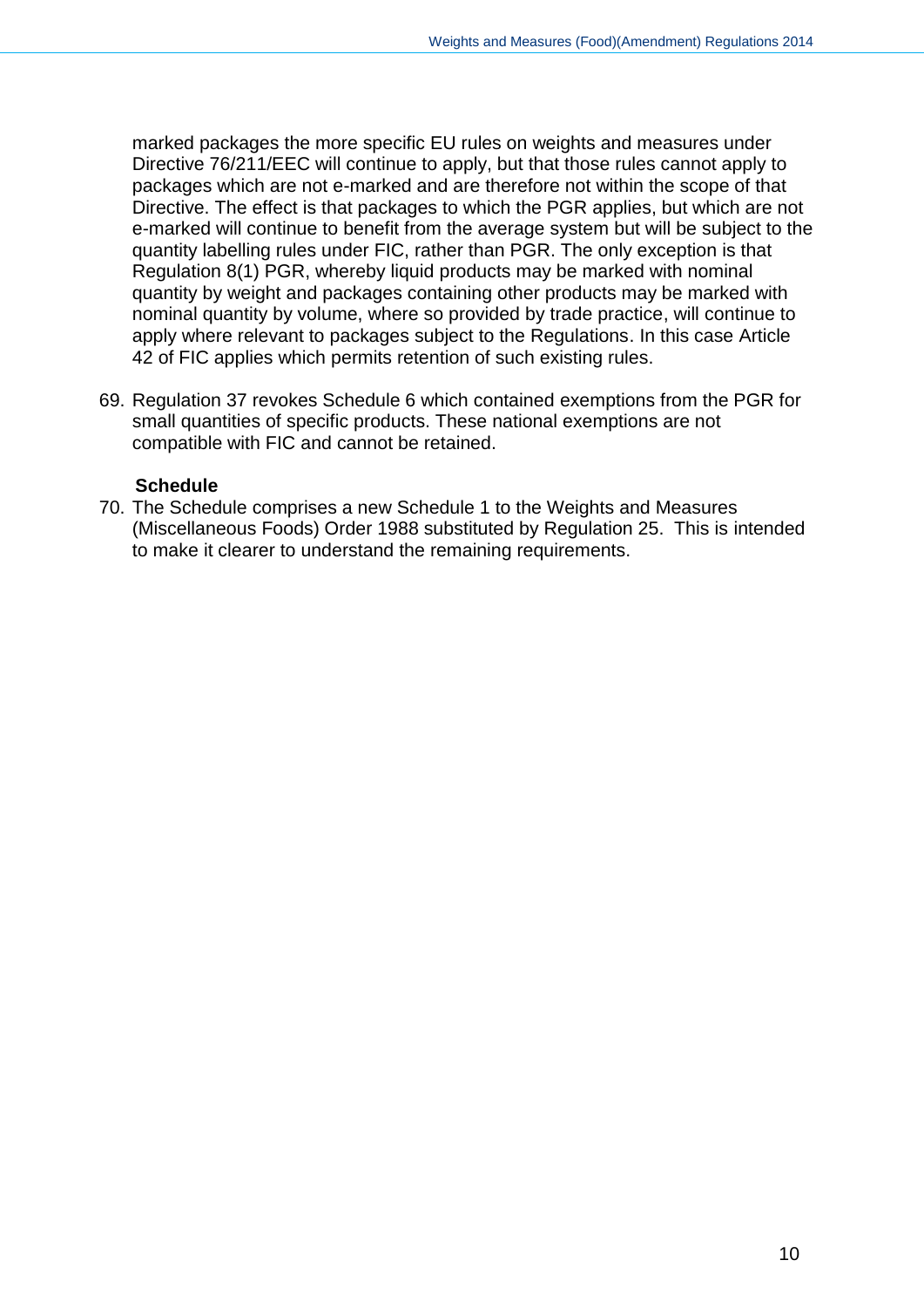marked packages the more specific EU rules on weights and measures under Directive 76/211/EEC will continue to apply, but that those rules cannot apply to packages which are not e-marked and are therefore not within the scope of that Directive. The effect is that packages to which the PGR applies, but which are not e-marked will continue to benefit from the average system but will be subject to the quantity labelling rules under FIC, rather than PGR. The only exception is that Regulation 8(1) PGR, whereby liquid products may be marked with nominal quantity by weight and packages containing other products may be marked with nominal quantity by volume, where so provided by trade practice, will continue to apply where relevant to packages subject to the Regulations. In this case Article 42 of FIC applies which permits retention of such existing rules.

69. Regulation 37 revokes Schedule 6 which contained exemptions from the PGR for small quantities of specific products. These national exemptions are not compatible with FIC and cannot be retained.

**Schedule**

70. The Schedule comprises a new Schedule 1 to the Weights and Measures (Miscellaneous Foods) Order 1988 substituted by Regulation 25. This is intended to make it clearer to understand the remaining requirements.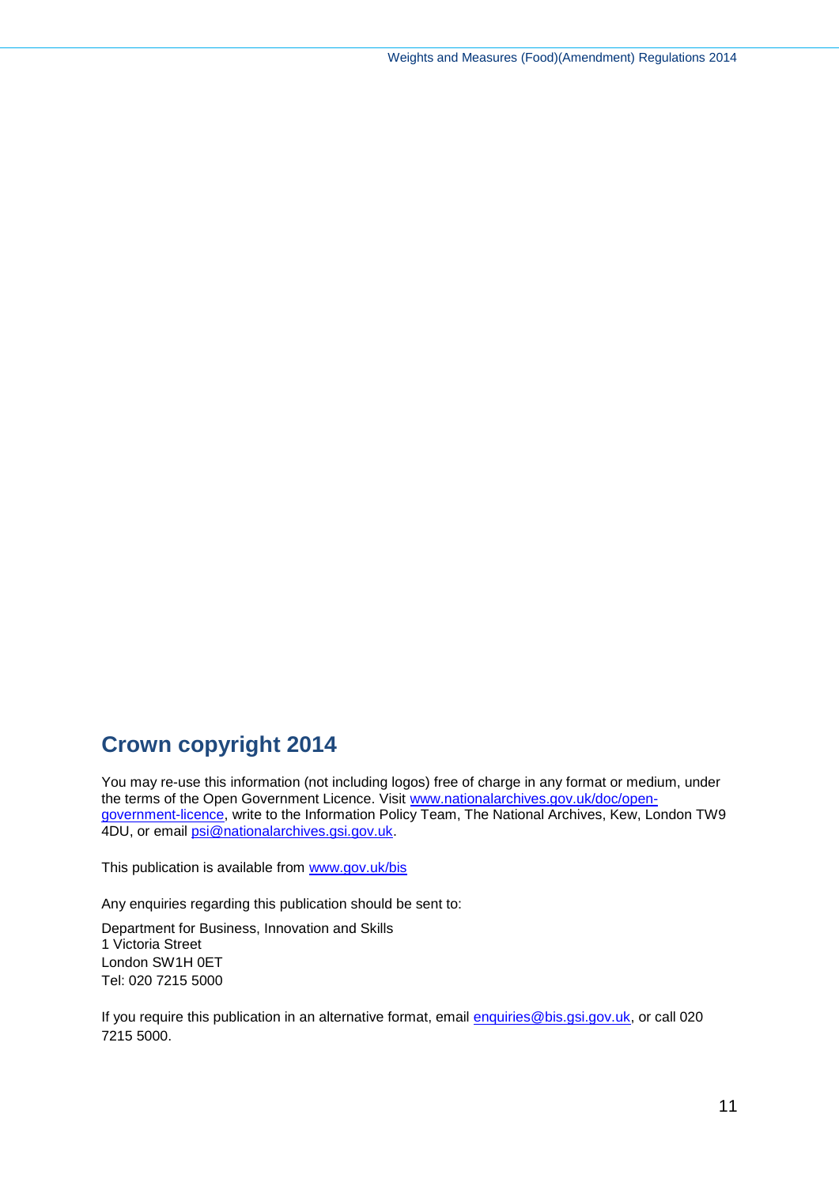## Crown copyright 2014

You may re-use this information (not including logos) free of charge in any format or medium, under the terms of the Open Government Licence. Visit www.nationalarchives.gov.uk/doc/open-government-licence, write to the Information Policy Team, The National Archives, Kew, London TW9 4DU, or email psi@nationalarchives.gsi.gov.uk.

This publication is available from www.gov.uk/bis

Any enquiries regarding this publication should be sent to:

Department for Business, Innovation and Skills
1 Victoria Street
London SW1H 0ET
Tel: 020 7215 5000

If you require this publication in an alternative format, email enquiries@bis.gsi.gov.uk, or call 020 7215 5000.